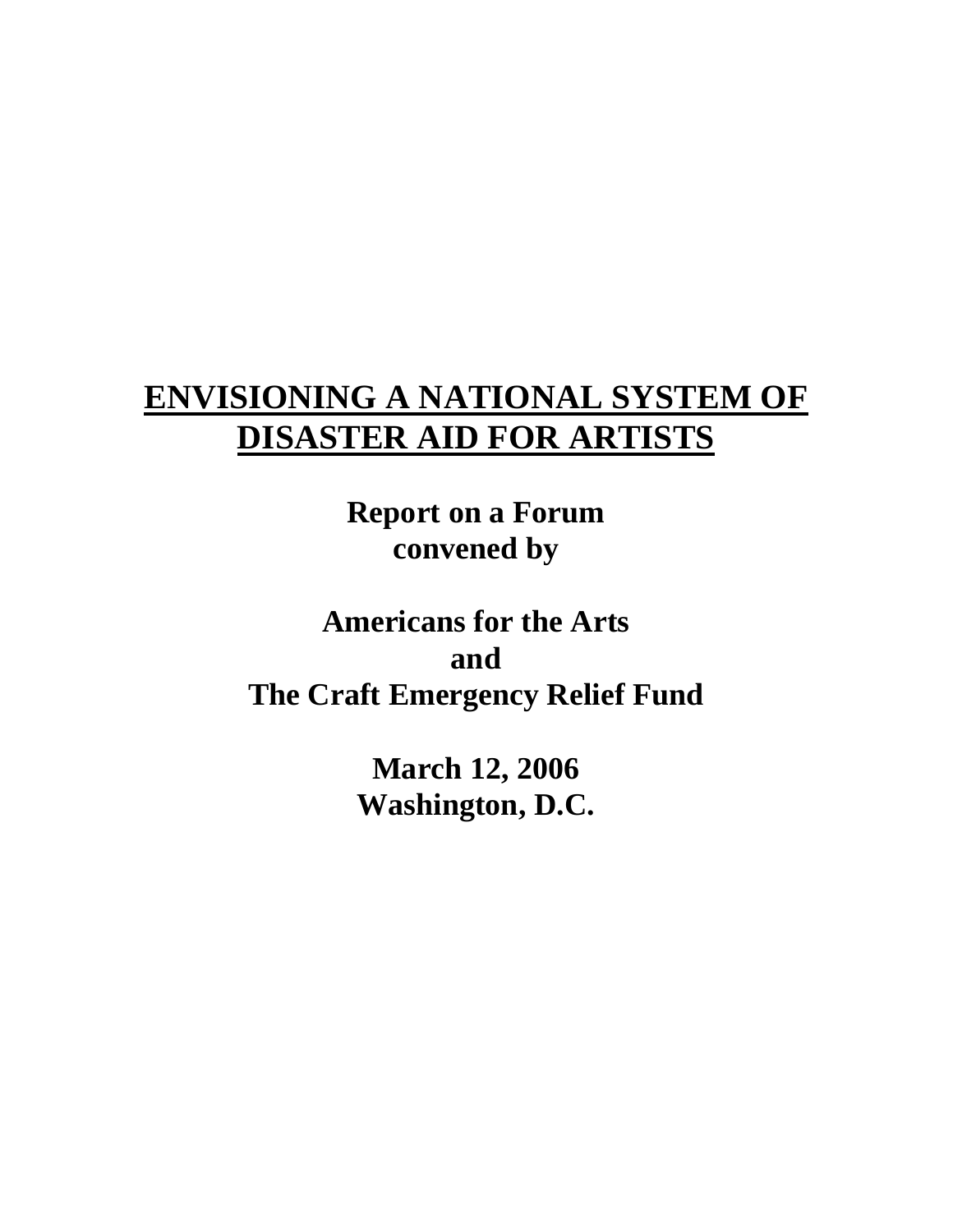# ENVISIONING A NATIONAL SYSTEM OF DISASTER AID FOR ARTISTS

**Report on a Forum convened by**

**Americans for the Arts and The Craft Emergency Relief Fund**

**March 12, 2006**
**Washington, D.C.**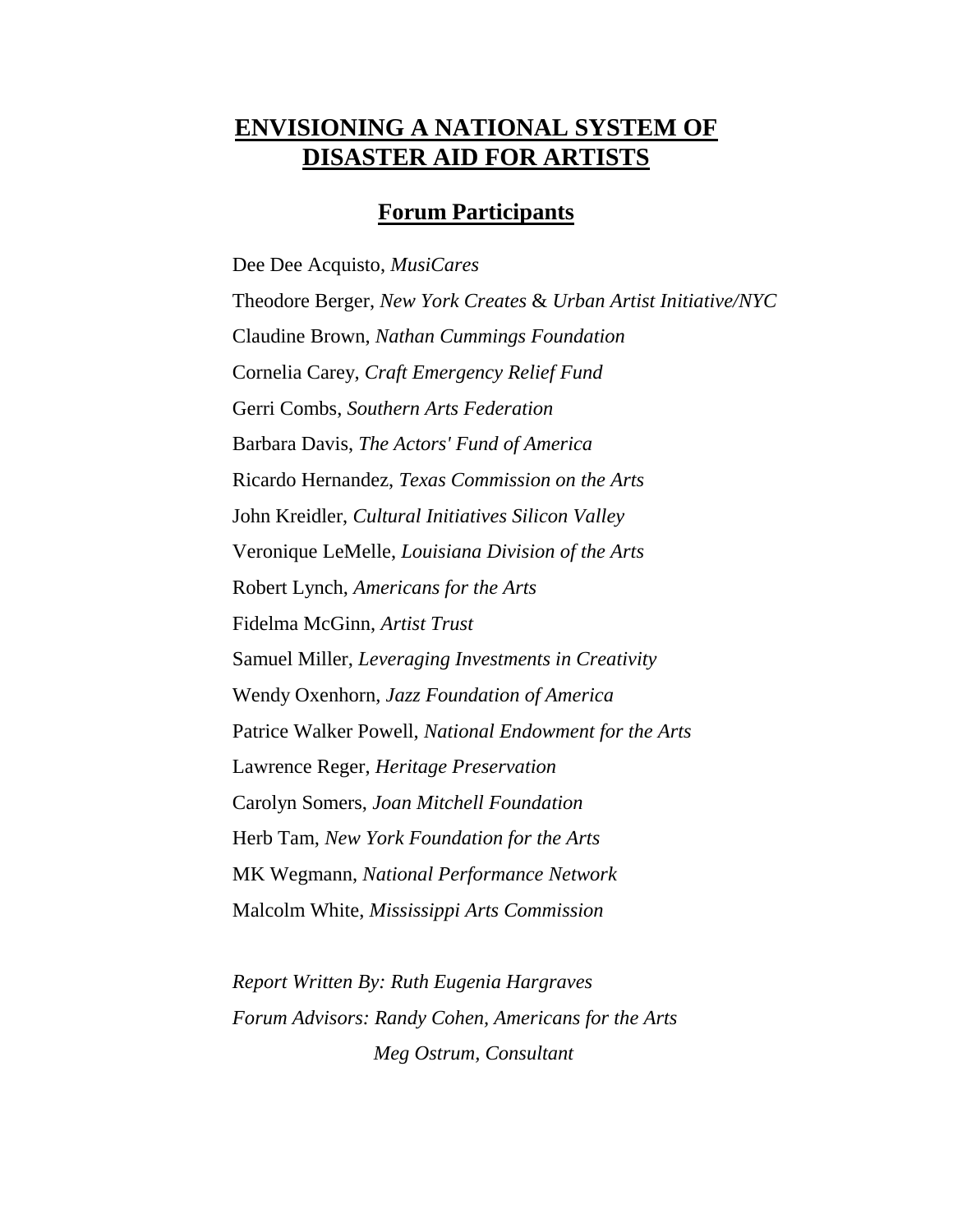# ENVISIONING A NATIONAL SYSTEM OF DISASTER AID FOR ARTISTS

## Forum Participants

Dee Dee Acquisto, *MusiCares*

Theodore Berger, *New York Creates* & *Urban Artist Initiative/NYC*

Claudine Brown, *Nathan Cummings Foundation*

Cornelia Carey, *Craft Emergency Relief Fund*

Gerri Combs, *Southern Arts Federation*

Barbara Davis, *The Actors' Fund of America*

Ricardo Hernandez, *Texas Commission on the Arts*

John Kreidler, *Cultural Initiatives Silicon Valley*

Veronique LeMelle, *Louisiana Division of the Arts*

Robert Lynch, *Americans for the Arts*

Fidelma McGinn, *Artist Trust*

Samuel Miller, *Leveraging Investments in Creativity*

Wendy Oxenhorn, *Jazz Foundation of America*

Patrice Walker Powell, *National Endowment for the Arts*

Lawrence Reger, *Heritage Preservation*

Carolyn Somers, *Joan Mitchell Foundation*

Herb Tam, *New York Foundation for the Arts*

MK Wegmann, *National Performance Network*

Malcolm White, *Mississippi Arts Commission*

*Report Written By: Ruth Eugenia Hargraves*

*Forum Advisors: Randy Cohen, Americans for the Arts*

*Meg Ostrum, Consultant*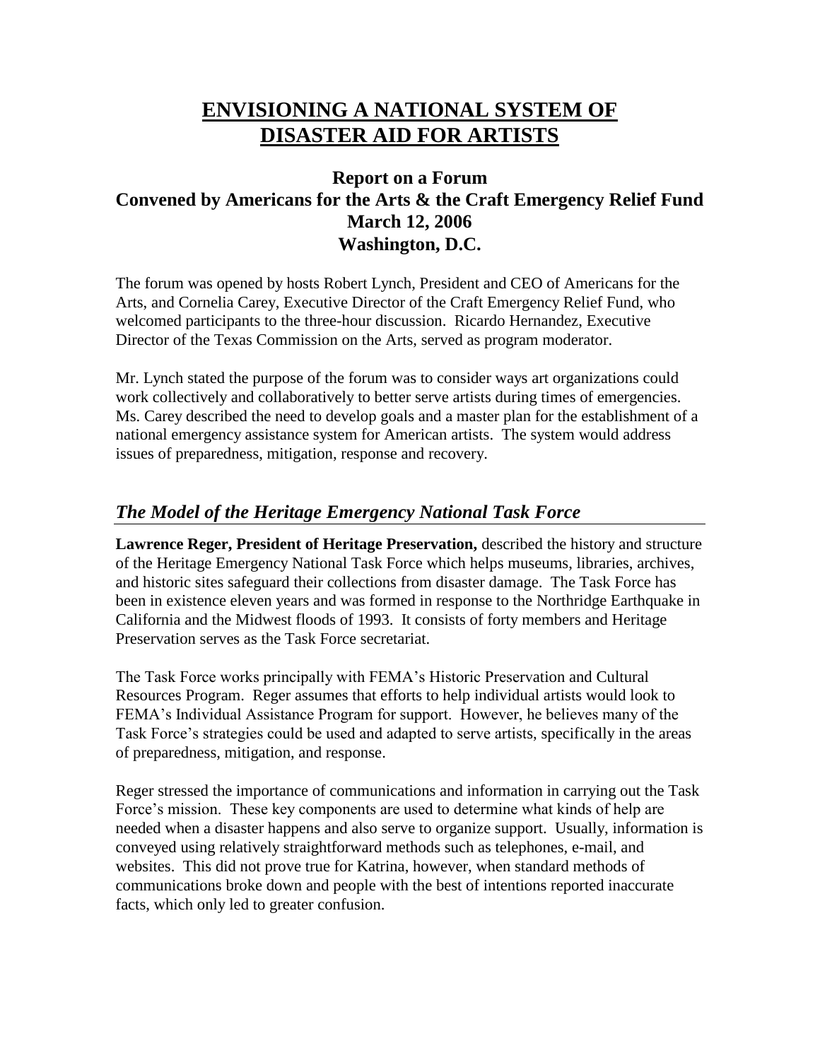# ENVISIONING A NATIONAL SYSTEM OF DISASTER AID FOR ARTISTS

## Report on a Forum Convened by Americans for the Arts & the Craft Emergency Relief Fund March 12, 2006 Washington, D.C.

The forum was opened by hosts Robert Lynch, President and CEO of Americans for the Arts, and Cornelia Carey, Executive Director of the Craft Emergency Relief Fund, who welcomed participants to the three-hour discussion. Ricardo Hernandez, Executive Director of the Texas Commission on the Arts, served as program moderator.

Mr. Lynch stated the purpose of the forum was to consider ways art organizations could work collectively and collaboratively to better serve artists during times of emergencies. Ms. Carey described the need to develop goals and a master plan for the establishment of a national emergency assistance system for American artists. The system would address issues of preparedness, mitigation, response and recovery.

### *The Model of the Heritage Emergency National Task Force*

**Lawrence Reger, President of Heritage Preservation,** described the history and structure of the Heritage Emergency National Task Force which helps museums, libraries, archives, and historic sites safeguard their collections from disaster damage. The Task Force has been in existence eleven years and was formed in response to the Northridge Earthquake in California and the Midwest floods of 1993. It consists of forty members and Heritage Preservation serves as the Task Force secretariat.

The Task Force works principally with FEMA's Historic Preservation and Cultural Resources Program. Reger assumes that efforts to help individual artists would look to FEMA's Individual Assistance Program for support. However, he believes many of the Task Force's strategies could be used and adapted to serve artists, specifically in the areas of preparedness, mitigation, and response.

Reger stressed the importance of communications and information in carrying out the Task Force's mission. These key components are used to determine what kinds of help are needed when a disaster happens and also serve to organize support. Usually, information is conveyed using relatively straightforward methods such as telephones, e-mail, and websites. This did not prove true for Katrina, however, when standard methods of communications broke down and people with the best of intentions reported inaccurate facts, which only led to greater confusion.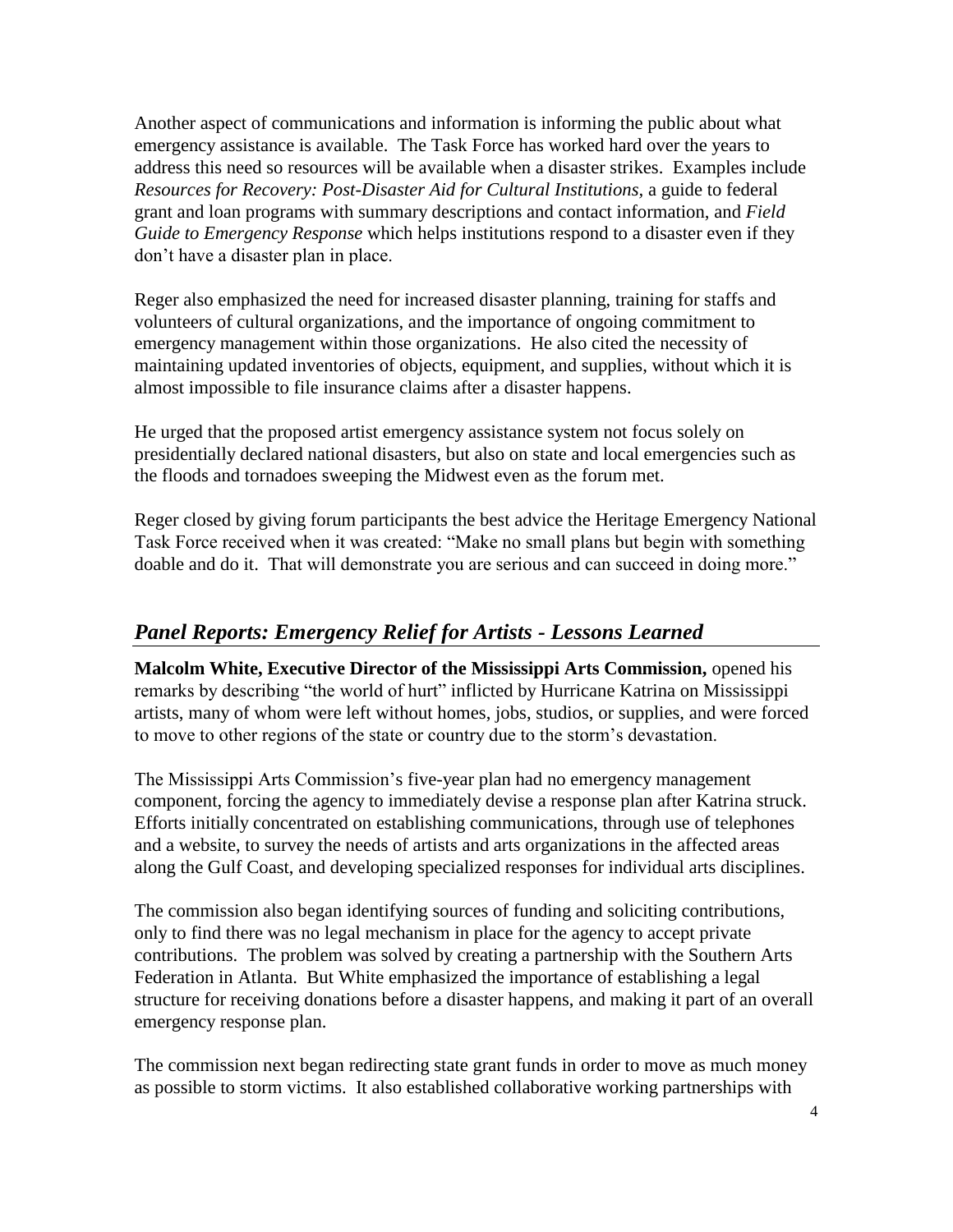Another aspect of communications and information is informing the public about what emergency assistance is available. The Task Force has worked hard over the years to address this need so resources will be available when a disaster strikes. Examples include *Resources for Recovery: Post-Disaster Aid for Cultural Institutions*, a guide to federal grant and loan programs with summary descriptions and contact information, and *Field Guide to Emergency Response* which helps institutions respond to a disaster even if they don't have a disaster plan in place.

Reger also emphasized the need for increased disaster planning, training for staffs and volunteers of cultural organizations, and the importance of ongoing commitment to emergency management within those organizations. He also cited the necessity of maintaining updated inventories of objects, equipment, and supplies, without which it is almost impossible to file insurance claims after a disaster happens.

He urged that the proposed artist emergency assistance system not focus solely on presidentially declared national disasters, but also on state and local emergencies such as the floods and tornadoes sweeping the Midwest even as the forum met.

Reger closed by giving forum participants the best advice the Heritage Emergency National Task Force received when it was created: "Make no small plans but begin with something doable and do it. That will demonstrate you are serious and can succeed in doing more."

## *Panel Reports: Emergency Relief for Artists - Lessons Learned*

**Malcolm White, Executive Director of the Mississippi Arts Commission,** opened his remarks by describing "the world of hurt" inflicted by Hurricane Katrina on Mississippi artists, many of whom were left without homes, jobs, studios, or supplies, and were forced to move to other regions of the state or country due to the storm's devastation.

The Mississippi Arts Commission's five-year plan had no emergency management component, forcing the agency to immediately devise a response plan after Katrina struck. Efforts initially concentrated on establishing communications, through use of telephones and a website, to survey the needs of artists and arts organizations in the affected areas along the Gulf Coast, and developing specialized responses for individual arts disciplines.

The commission also began identifying sources of funding and soliciting contributions, only to find there was no legal mechanism in place for the agency to accept private contributions. The problem was solved by creating a partnership with the Southern Arts Federation in Atlanta. But White emphasized the importance of establishing a legal structure for receiving donations before a disaster happens, and making it part of an overall emergency response plan.

The commission next began redirecting state grant funds in order to move as much money as possible to storm victims. It also established collaborative working partnerships with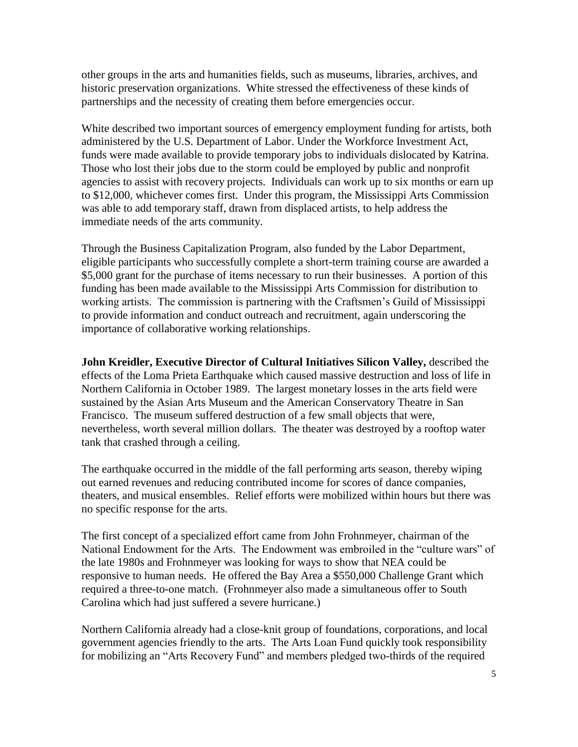other groups in the arts and humanities fields, such as museums, libraries, archives, and historic preservation organizations. White stressed the effectiveness of these kinds of partnerships and the necessity of creating them before emergencies occur.

White described two important sources of emergency employment funding for artists, both administered by the U.S. Department of Labor. Under the Workforce Investment Act, funds were made available to provide temporary jobs to individuals dislocated by Katrina. Those who lost their jobs due to the storm could be employed by public and nonprofit agencies to assist with recovery projects. Individuals can work up to six months or earn up to $12,000, whichever comes first. Under this program, the Mississippi Arts Commission was able to add temporary staff, drawn from displaced artists, to help address the immediate needs of the arts community.

Through the Business Capitalization Program, also funded by the Labor Department, eligible participants who successfully complete a short-term training course are awarded a $5,000 grant for the purchase of items necessary to run their businesses. A portion of this funding has been made available to the Mississippi Arts Commission for distribution to working artists. The commission is partnering with the Craftsmen's Guild of Mississippi to provide information and conduct outreach and recruitment, again underscoring the importance of collaborative working relationships.

**John Kreidler, Executive Director of Cultural Initiatives Silicon Valley,** described the effects of the Loma Prieta Earthquake which caused massive destruction and loss of life in Northern California in October 1989. The largest monetary losses in the arts field were sustained by the Asian Arts Museum and the American Conservatory Theatre in San Francisco. The museum suffered destruction of a few small objects that were, nevertheless, worth several million dollars. The theater was destroyed by a rooftop water tank that crashed through a ceiling.

The earthquake occurred in the middle of the fall performing arts season, thereby wiping out earned revenues and reducing contributed income for scores of dance companies, theaters, and musical ensembles. Relief efforts were mobilized within hours but there was no specific response for the arts.

The first concept of a specialized effort came from John Frohnmeyer, chairman of the National Endowment for the Arts. The Endowment was embroiled in the "culture wars" of the late 1980s and Frohnmeyer was looking for ways to show that NEA could be responsive to human needs. He offered the Bay Area a $550,000 Challenge Grant which required a three-to-one match. (Frohnmeyer also made a simultaneous offer to South Carolina which had just suffered a severe hurricane.)

Northern California already had a close-knit group of foundations, corporations, and local government agencies friendly to the arts. The Arts Loan Fund quickly took responsibility for mobilizing an "Arts Recovery Fund" and members pledged two-thirds of the required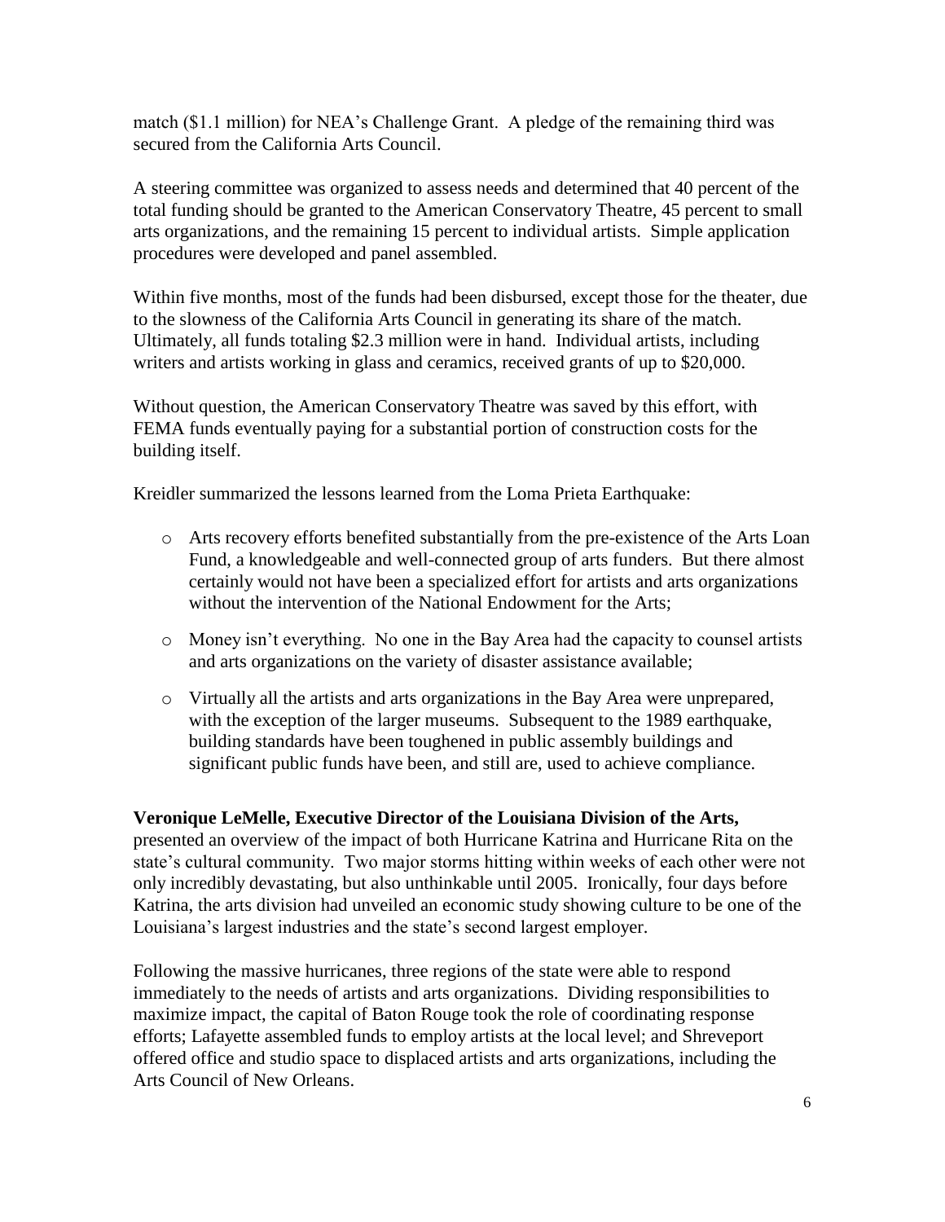match ($1.1 million) for NEA's Challenge Grant. A pledge of the remaining third was secured from the California Arts Council.

A steering committee was organized to assess needs and determined that 40 percent of the total funding should be granted to the American Conservatory Theatre, 45 percent to small arts organizations, and the remaining 15 percent to individual artists. Simple application procedures were developed and panel assembled.

Within five months, most of the funds had been disbursed, except those for the theater, due to the slowness of the California Arts Council in generating its share of the match. Ultimately, all funds totaling $2.3 million were in hand. Individual artists, including writers and artists working in glass and ceramics, received grants of up to $20,000.

Without question, the American Conservatory Theatre was saved by this effort, with FEMA funds eventually paying for a substantial portion of construction costs for the building itself.

Kreidler summarized the lessons learned from the Loma Prieta Earthquake:

- Arts recovery efforts benefited substantially from the pre-existence of the Arts Loan Fund, a knowledgeable and well-connected group of arts funders. But there almost certainly would not have been a specialized effort for artists and arts organizations without the intervention of the National Endowment for the Arts;
- Money isn't everything. No one in the Bay Area had the capacity to counsel artists and arts organizations on the variety of disaster assistance available;
- Virtually all the artists and arts organizations in the Bay Area were unprepared, with the exception of the larger museums. Subsequent to the 1989 earthquake, building standards have been toughened in public assembly buildings and significant public funds have been, and still are, used to achieve compliance.

**Veronique LeMelle, Executive Director of the Louisiana Division of the Arts,** presented an overview of the impact of both Hurricane Katrina and Hurricane Rita on the state's cultural community. Two major storms hitting within weeks of each other were not only incredibly devastating, but also unthinkable until 2005. Ironically, four days before Katrina, the arts division had unveiled an economic study showing culture to be one of the Louisiana's largest industries and the state's second largest employer.

Following the massive hurricanes, three regions of the state were able to respond immediately to the needs of artists and arts organizations. Dividing responsibilities to maximize impact, the capital of Baton Rouge took the role of coordinating response efforts; Lafayette assembled funds to employ artists at the local level; and Shreveport offered office and studio space to displaced artists and arts organizations, including the Arts Council of New Orleans.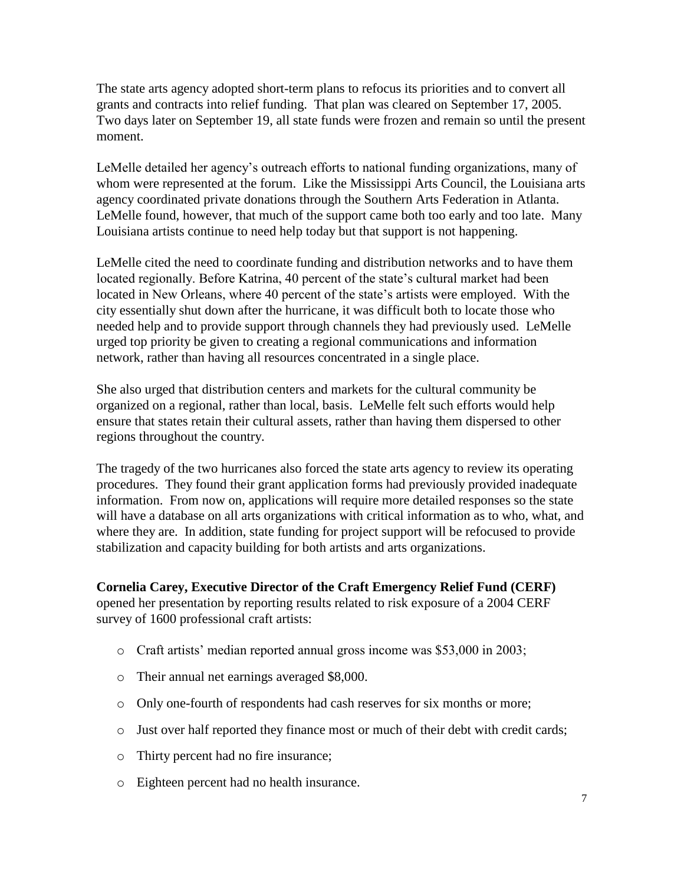The state arts agency adopted short-term plans to refocus its priorities and to convert all grants and contracts into relief funding. That plan was cleared on September 17, 2005. Two days later on September 19, all state funds were frozen and remain so until the present moment.

LeMelle detailed her agency's outreach efforts to national funding organizations, many of whom were represented at the forum. Like the Mississippi Arts Council, the Louisiana arts agency coordinated private donations through the Southern Arts Federation in Atlanta. LeMelle found, however, that much of the support came both too early and too late. Many Louisiana artists continue to need help today but that support is not happening.

LeMelle cited the need to coordinate funding and distribution networks and to have them located regionally. Before Katrina, 40 percent of the state's cultural market had been located in New Orleans, where 40 percent of the state's artists were employed. With the city essentially shut down after the hurricane, it was difficult both to locate those who needed help and to provide support through channels they had previously used. LeMelle urged top priority be given to creating a regional communications and information network, rather than having all resources concentrated in a single place.

She also urged that distribution centers and markets for the cultural community be organized on a regional, rather than local, basis. LeMelle felt such efforts would help ensure that states retain their cultural assets, rather than having them dispersed to other regions throughout the country.

The tragedy of the two hurricanes also forced the state arts agency to review its operating procedures. They found their grant application forms had previously provided inadequate information. From now on, applications will require more detailed responses so the state will have a database on all arts organizations with critical information as to who, what, and where they are. In addition, state funding for project support will be refocused to provide stabilization and capacity building for both artists and arts organizations.

**Cornelia Carey, Executive Director of the Craft Emergency Relief Fund (CERF)** opened her presentation by reporting results related to risk exposure of a 2004 CERF survey of 1600 professional craft artists:

- Craft artists' median reported annual gross income was $53,000 in 2003;
- Their annual net earnings averaged $8,000.
- Only one-fourth of respondents had cash reserves for six months or more;
- Just over half reported they finance most or much of their debt with credit cards;
- Thirty percent had no fire insurance;
- Eighteen percent had no health insurance.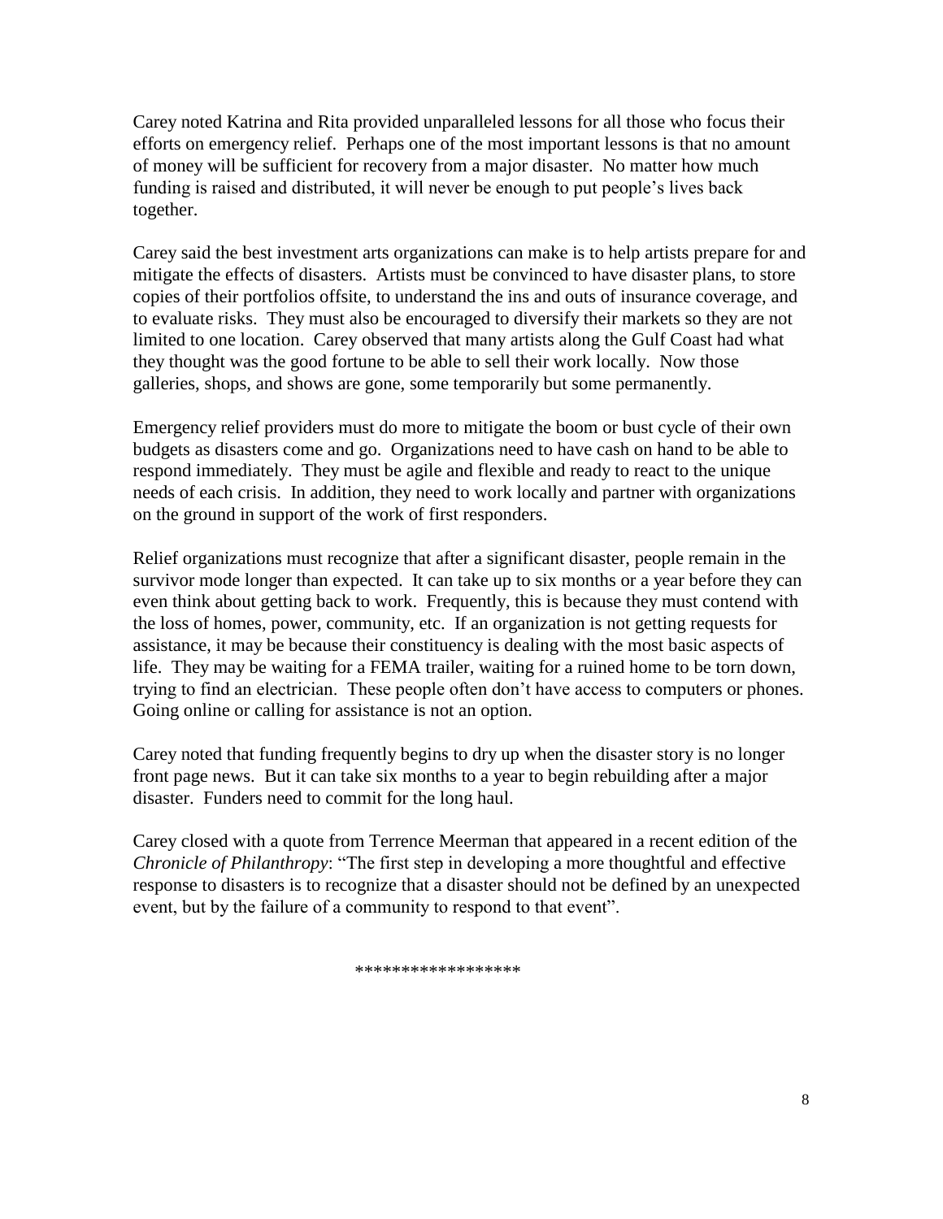Carey noted Katrina and Rita provided unparalleled lessons for all those who focus their efforts on emergency relief. Perhaps one of the most important lessons is that no amount of money will be sufficient for recovery from a major disaster. No matter how much funding is raised and distributed, it will never be enough to put people's lives back together.

Carey said the best investment arts organizations can make is to help artists prepare for and mitigate the effects of disasters. Artists must be convinced to have disaster plans, to store copies of their portfolios offsite, to understand the ins and outs of insurance coverage, and to evaluate risks. They must also be encouraged to diversify their markets so they are not limited to one location. Carey observed that many artists along the Gulf Coast had what they thought was the good fortune to be able to sell their work locally. Now those galleries, shops, and shows are gone, some temporarily but some permanently.

Emergency relief providers must do more to mitigate the boom or bust cycle of their own budgets as disasters come and go. Organizations need to have cash on hand to be able to respond immediately. They must be agile and flexible and ready to react to the unique needs of each crisis. In addition, they need to work locally and partner with organizations on the ground in support of the work of first responders.

Relief organizations must recognize that after a significant disaster, people remain in the survivor mode longer than expected. It can take up to six months or a year before they can even think about getting back to work. Frequently, this is because they must contend with the loss of homes, power, community, etc. If an organization is not getting requests for assistance, it may be because their constituency is dealing with the most basic aspects of life. They may be waiting for a FEMA trailer, waiting for a ruined home to be torn down, trying to find an electrician. These people often don't have access to computers or phones. Going online or calling for assistance is not an option.

Carey noted that funding frequently begins to dry up when the disaster story is no longer front page news. But it can take six months to a year to begin rebuilding after a major disaster. Funders need to commit for the long haul.

Carey closed with a quote from Terrence Meerman that appeared in a recent edition of the *Chronicle of Philanthropy*: "The first step in developing a more thoughtful and effective response to disasters is to recognize that a disaster should not be defined by an unexpected event, but by the failure of a community to respond to that event".

******************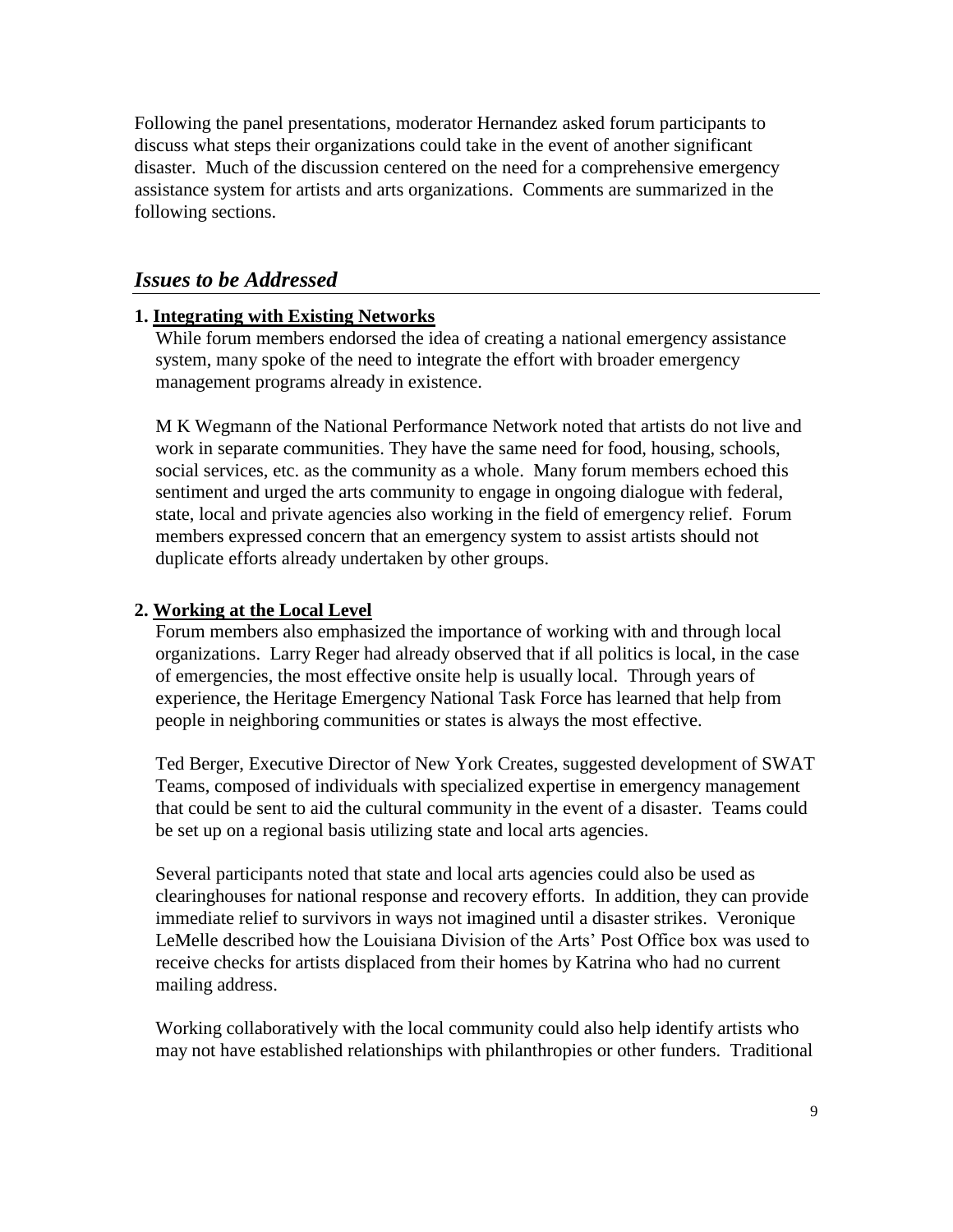Following the panel presentations, moderator Hernandez asked forum participants to discuss what steps their organizations could take in the event of another significant disaster. Much of the discussion centered on the need for a comprehensive emergency assistance system for artists and arts organizations. Comments are summarized in the following sections.

## *Issues to be Addressed*

**1. Integrating with Existing Networks**

While forum members endorsed the idea of creating a national emergency assistance system, many spoke of the need to integrate the effort with broader emergency management programs already in existence.

M K Wegmann of the National Performance Network noted that artists do not live and work in separate communities. They have the same need for food, housing, schools, social services, etc. as the community as a whole. Many forum members echoed this sentiment and urged the arts community to engage in ongoing dialogue with federal, state, local and private agencies also working in the field of emergency relief. Forum members expressed concern that an emergency system to assist artists should not duplicate efforts already undertaken by other groups.

**2. Working at the Local Level**

Forum members also emphasized the importance of working with and through local organizations. Larry Reger had already observed that if all politics is local, in the case of emergencies, the most effective onsite help is usually local. Through years of experience, the Heritage Emergency National Task Force has learned that help from people in neighboring communities or states is always the most effective.

Ted Berger, Executive Director of New York Creates, suggested development of SWAT Teams, composed of individuals with specialized expertise in emergency management that could be sent to aid the cultural community in the event of a disaster. Teams could be set up on a regional basis utilizing state and local arts agencies.

Several participants noted that state and local arts agencies could also be used as clearinghouses for national response and recovery efforts. In addition, they can provide immediate relief to survivors in ways not imagined until a disaster strikes. Veronique LeMelle described how the Louisiana Division of the Arts' Post Office box was used to receive checks for artists displaced from their homes by Katrina who had no current mailing address.

Working collaboratively with the local community could also help identify artists who may not have established relationships with philanthropies or other funders. Traditional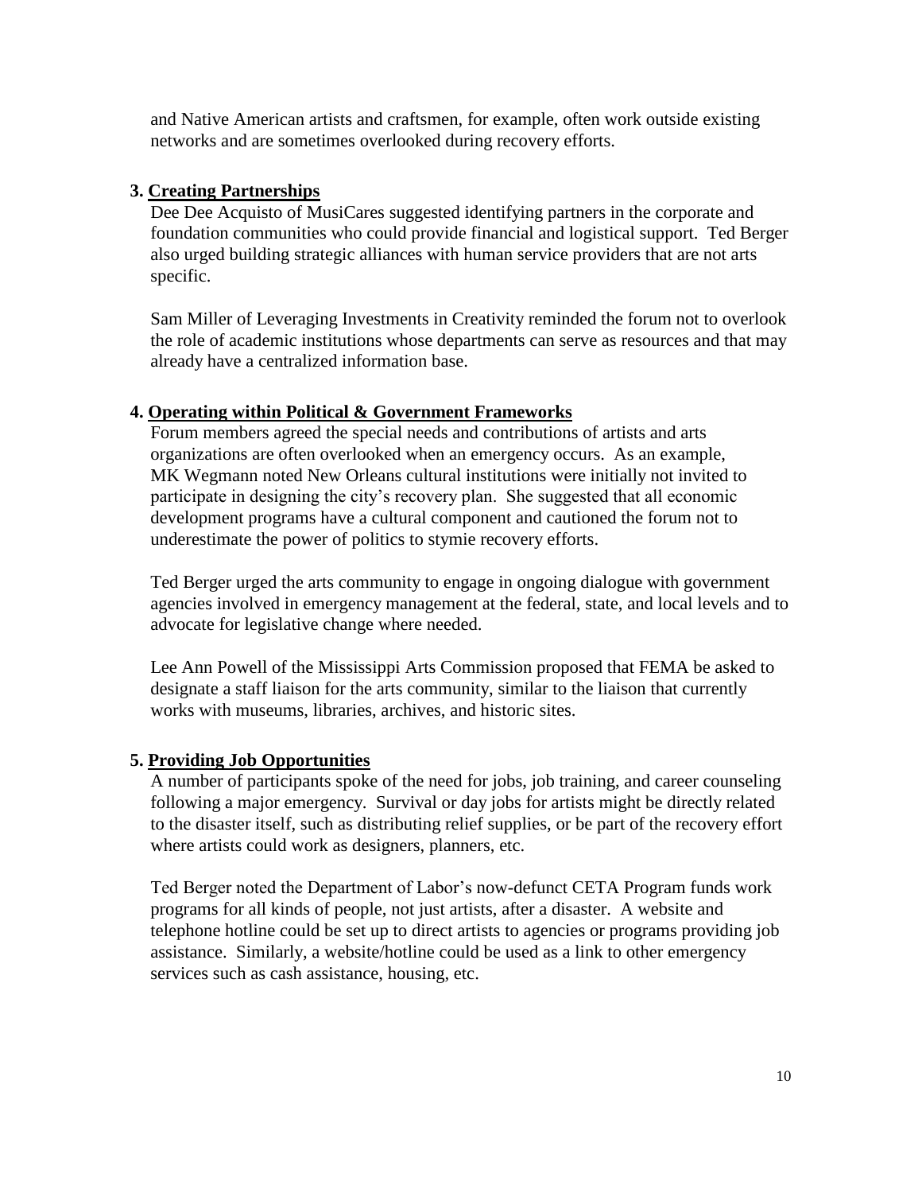and Native American artists and craftsmen, for example, often work outside existing networks and are sometimes overlooked during recovery efforts.

3. **Creating Partnerships**

Dee Dee Acquisto of MusiCares suggested identifying partners in the corporate and foundation communities who could provide financial and logistical support. Ted Berger also urged building strategic alliances with human service providers that are not arts specific.

Sam Miller of Leveraging Investments in Creativity reminded the forum not to overlook the role of academic institutions whose departments can serve as resources and that may already have a centralized information base.

4. **Operating within Political & Government Frameworks**

Forum members agreed the special needs and contributions of artists and arts organizations are often overlooked when an emergency occurs. As an example, MK Wegmann noted New Orleans cultural institutions were initially not invited to participate in designing the city's recovery plan. She suggested that all economic development programs have a cultural component and cautioned the forum not to underestimate the power of politics to stymie recovery efforts.

Ted Berger urged the arts community to engage in ongoing dialogue with government agencies involved in emergency management at the federal, state, and local levels and to advocate for legislative change where needed.

Lee Ann Powell of the Mississippi Arts Commission proposed that FEMA be asked to designate a staff liaison for the arts community, similar to the liaison that currently works with museums, libraries, archives, and historic sites.

5. **Providing Job Opportunities**

A number of participants spoke of the need for jobs, job training, and career counseling following a major emergency. Survival or day jobs for artists might be directly related to the disaster itself, such as distributing relief supplies, or be part of the recovery effort where artists could work as designers, planners, etc.

Ted Berger noted the Department of Labor's now-defunct CETA Program funds work programs for all kinds of people, not just artists, after a disaster. A website and telephone hotline could be set up to direct artists to agencies or programs providing job assistance. Similarly, a website/hotline could be used as a link to other emergency services such as cash assistance, housing, etc.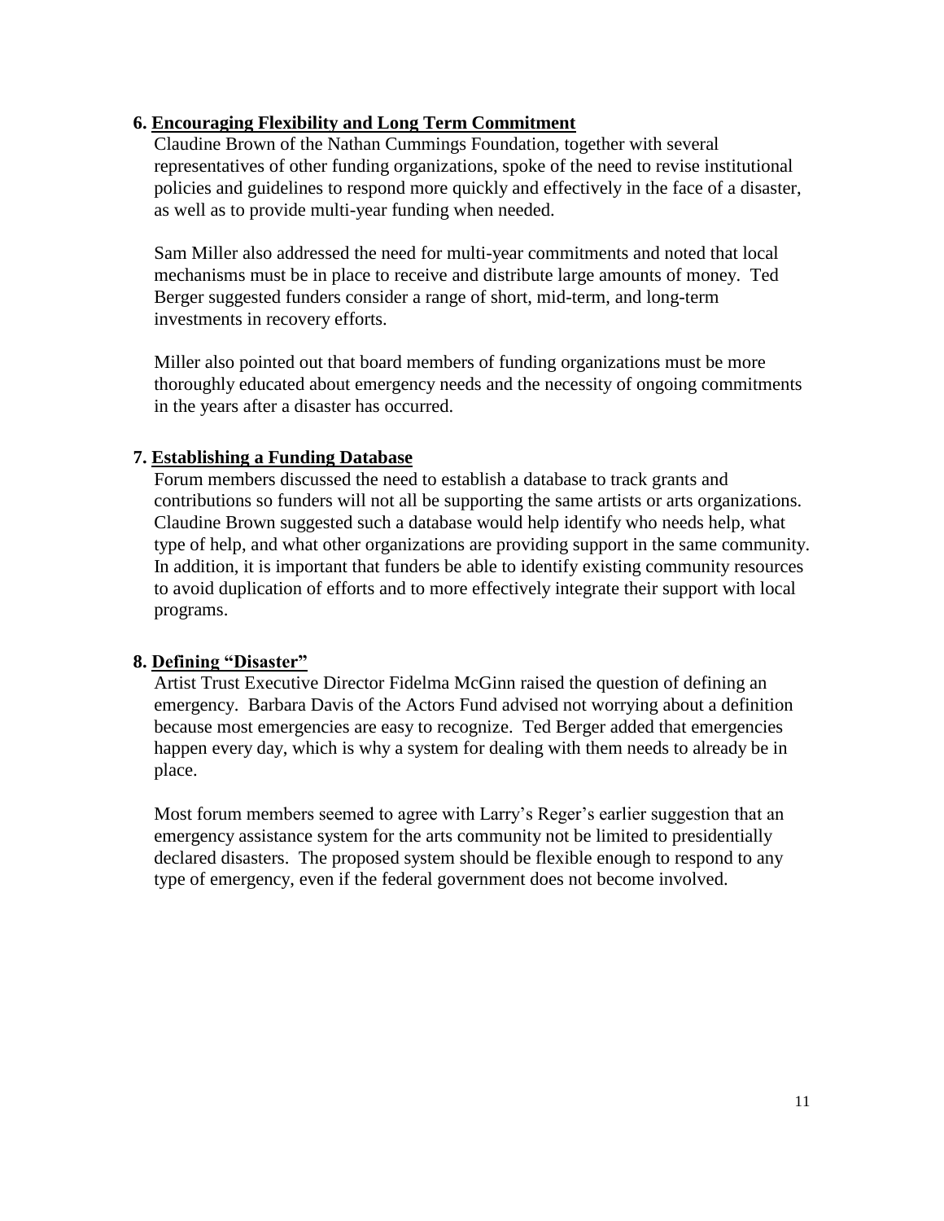**6. Encouraging Flexibility and Long Term Commitment**

Claudine Brown of the Nathan Cummings Foundation, together with several representatives of other funding organizations, spoke of the need to revise institutional policies and guidelines to respond more quickly and effectively in the face of a disaster, as well as to provide multi-year funding when needed.

Sam Miller also addressed the need for multi-year commitments and noted that local mechanisms must be in place to receive and distribute large amounts of money. Ted Berger suggested funders consider a range of short, mid-term, and long-term investments in recovery efforts.

Miller also pointed out that board members of funding organizations must be more thoroughly educated about emergency needs and the necessity of ongoing commitments in the years after a disaster has occurred.

**7. Establishing a Funding Database**

Forum members discussed the need to establish a database to track grants and contributions so funders will not all be supporting the same artists or arts organizations. Claudine Brown suggested such a database would help identify who needs help, what type of help, and what other organizations are providing support in the same community. In addition, it is important that funders be able to identify existing community resources to avoid duplication of efforts and to more effectively integrate their support with local programs.

**8. Defining "Disaster"**

Artist Trust Executive Director Fidelma McGinn raised the question of defining an emergency. Barbara Davis of the Actors Fund advised not worrying about a definition because most emergencies are easy to recognize. Ted Berger added that emergencies happen every day, which is why a system for dealing with them needs to already be in place.

Most forum members seemed to agree with Larry's Reger's earlier suggestion that an emergency assistance system for the arts community not be limited to presidentially declared disasters. The proposed system should be flexible enough to respond to any type of emergency, even if the federal government does not become involved.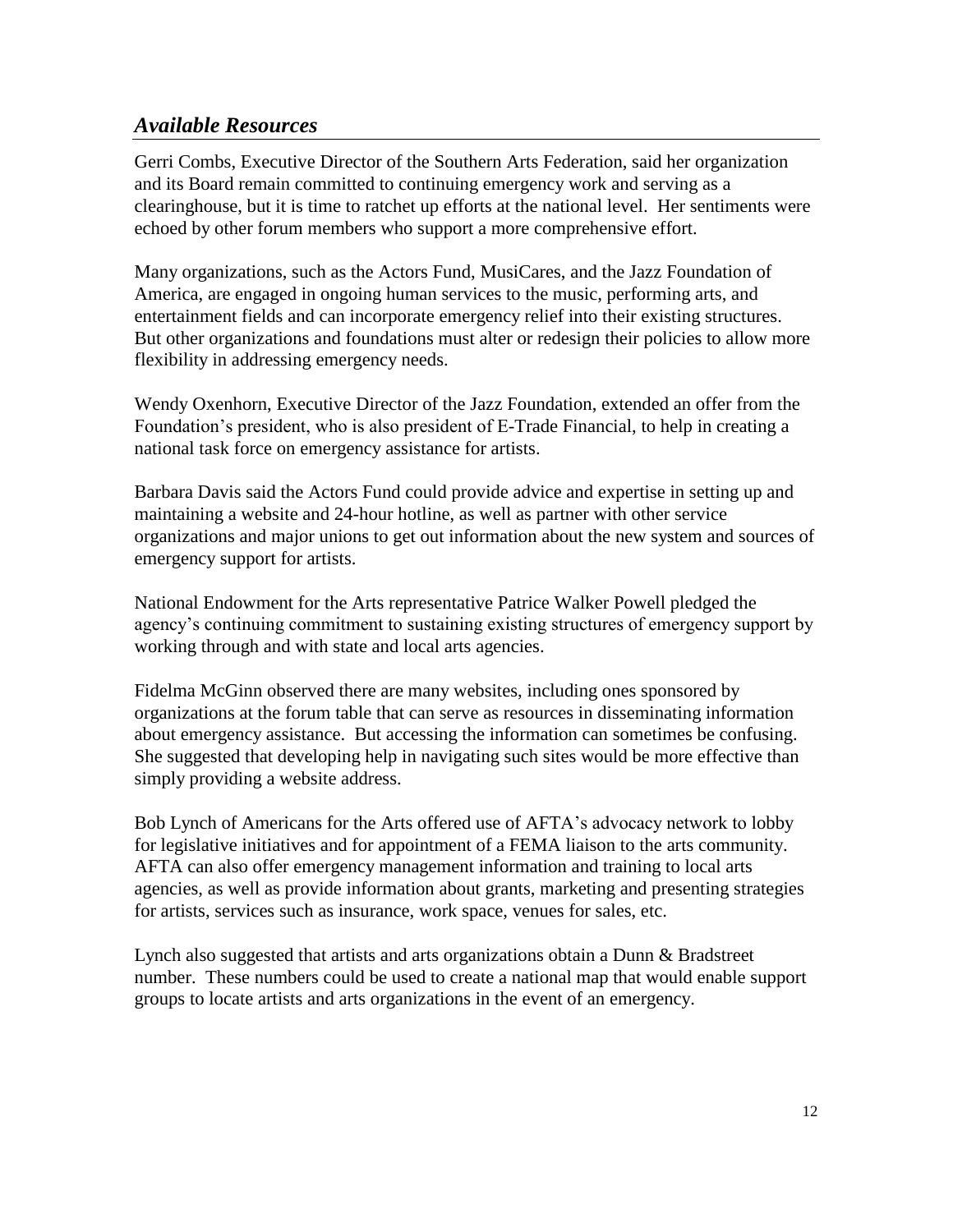## *Available Resources*

Gerri Combs, Executive Director of the Southern Arts Federation, said her organization and its Board remain committed to continuing emergency work and serving as a clearinghouse, but it is time to ratchet up efforts at the national level. Her sentiments were echoed by other forum members who support a more comprehensive effort.

Many organizations, such as the Actors Fund, MusiCares, and the Jazz Foundation of America, are engaged in ongoing human services to the music, performing arts, and entertainment fields and can incorporate emergency relief into their existing structures. But other organizations and foundations must alter or redesign their policies to allow more flexibility in addressing emergency needs.

Wendy Oxenhorn, Executive Director of the Jazz Foundation, extended an offer from the Foundation's president, who is also president of E-Trade Financial, to help in creating a national task force on emergency assistance for artists.

Barbara Davis said the Actors Fund could provide advice and expertise in setting up and maintaining a website and 24-hour hotline, as well as partner with other service organizations and major unions to get out information about the new system and sources of emergency support for artists.

National Endowment for the Arts representative Patrice Walker Powell pledged the agency's continuing commitment to sustaining existing structures of emergency support by working through and with state and local arts agencies.

Fidelma McGinn observed there are many websites, including ones sponsored by organizations at the forum table that can serve as resources in disseminating information about emergency assistance. But accessing the information can sometimes be confusing. She suggested that developing help in navigating such sites would be more effective than simply providing a website address.

Bob Lynch of Americans for the Arts offered use of AFTA's advocacy network to lobby for legislative initiatives and for appointment of a FEMA liaison to the arts community. AFTA can also offer emergency management information and training to local arts agencies, as well as provide information about grants, marketing and presenting strategies for artists, services such as insurance, work space, venues for sales, etc.

Lynch also suggested that artists and arts organizations obtain a Dunn & Bradstreet number. These numbers could be used to create a national map that would enable support groups to locate artists and arts organizations in the event of an emergency.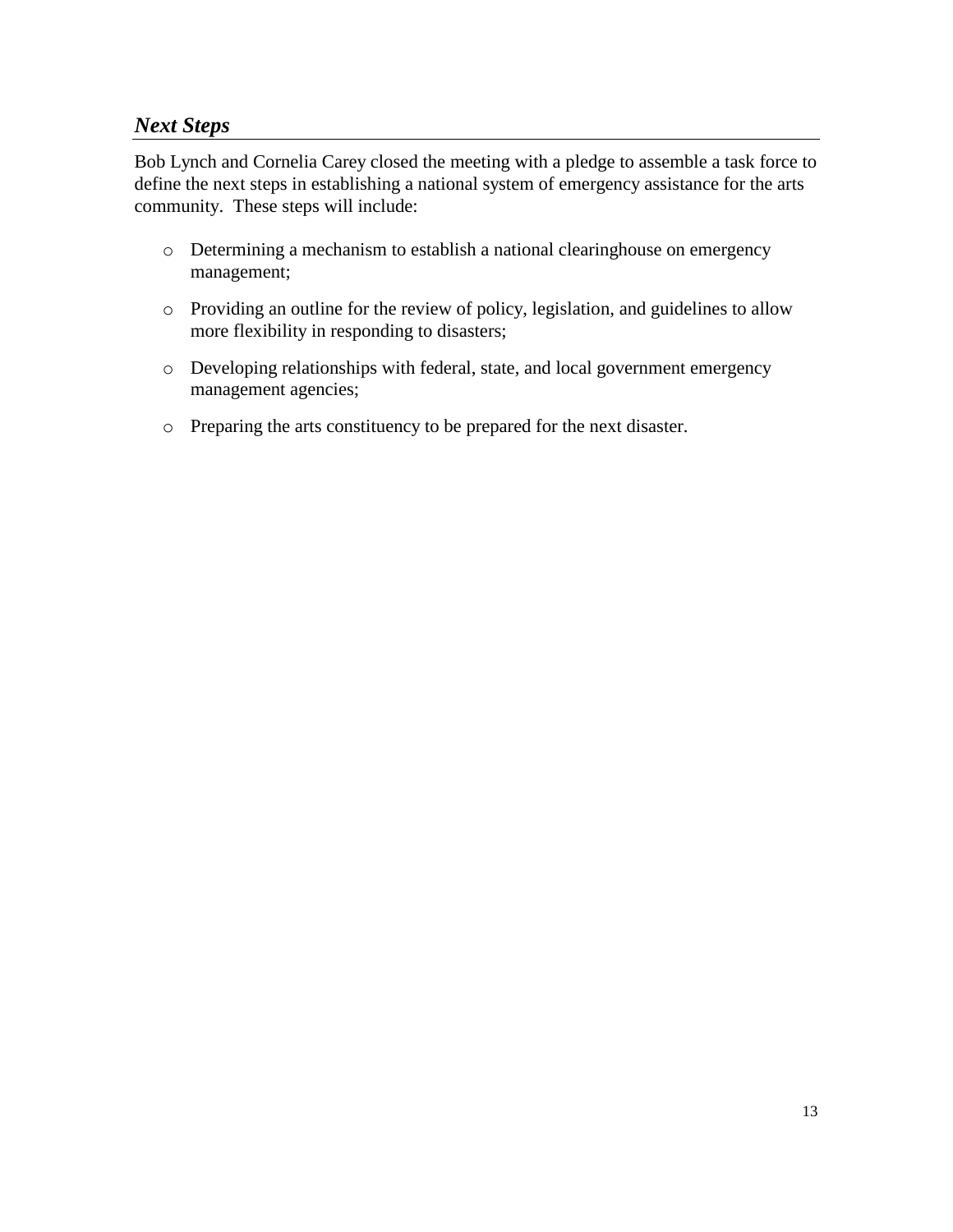## *Next Steps*

Bob Lynch and Cornelia Carey closed the meeting with a pledge to assemble a task force to define the next steps in establishing a national system of emergency assistance for the arts community. These steps will include:

- Determining a mechanism to establish a national clearinghouse on emergency management;
- Providing an outline for the review of policy, legislation, and guidelines to allow more flexibility in responding to disasters;
- Developing relationships with federal, state, and local government emergency management agencies;
- Preparing the arts constituency to be prepared for the next disaster.